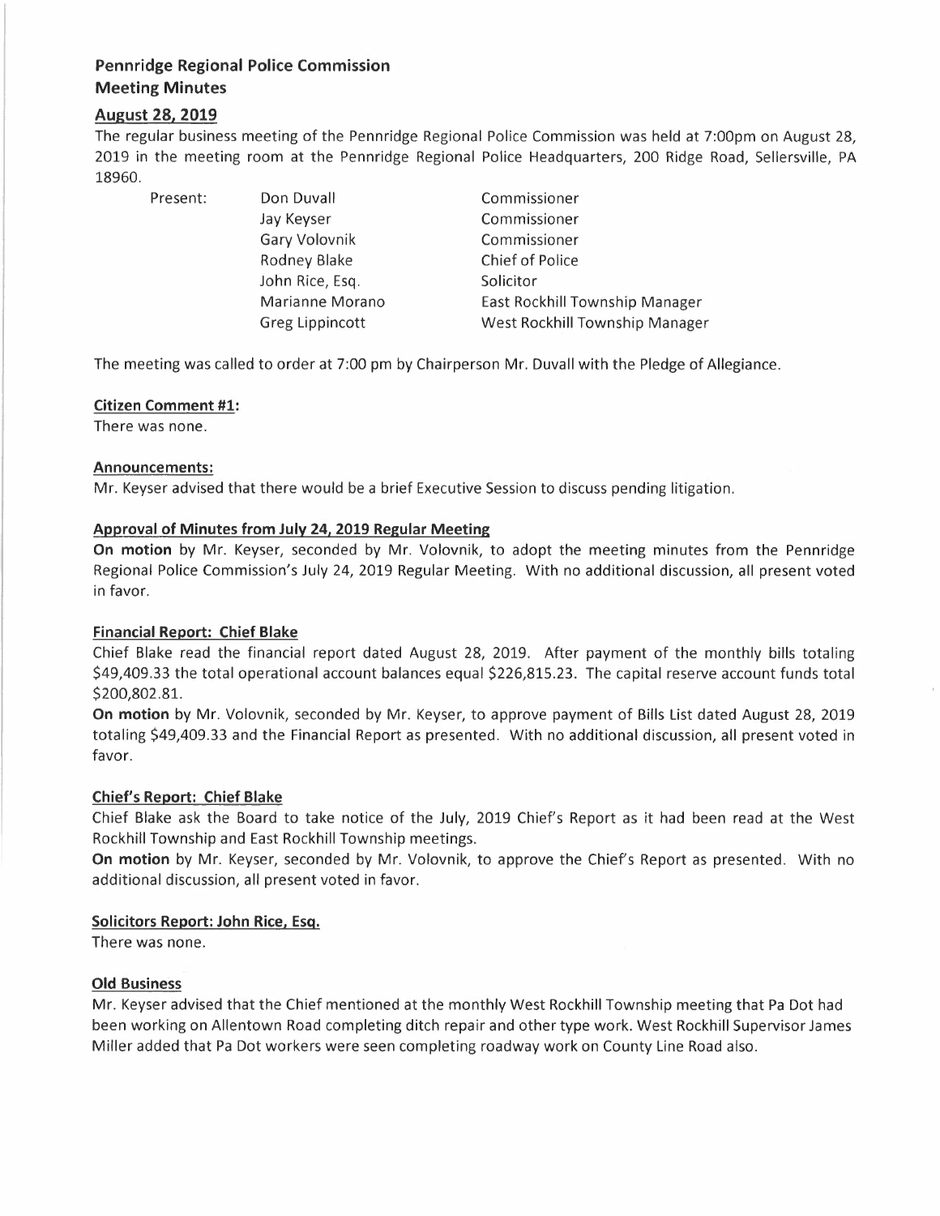# Pennridge Regional Police Commission
## Meeting Minutes

### August 28, 2019

The regular business meeting of the Pennridge Regional Police Commission was held at 7:00pm on August 28, 2019 in the meeting room at the Pennridge Regional Police Headquarters, 200 Ridge Road, Sellersville, PA 18960.

| Present: | Don Duvall | Commissioner |
|---|---|---|
| | Jay Keyser | Commissioner |
| | Gary Volovnik | Commissioner |
| | Rodney Blake | Chief of Police |
| | John Rice, Esq. | Solicitor |
| | Marianne Morano | East Rockhill Township Manager |
| | Greg Lippincott | West Rockhill Township Manager |

The meeting was called to order at 7:00 pm by Chairperson Mr. Duvall with the Pledge of Allegiance.

**Citizen Comment #1:**

There was none.

**Announcements:**

Mr. Keyser advised that there would be a brief Executive Session to discuss pending litigation.

**Approval of Minutes from July 24, 2019 Regular Meeting**

**On motion** by Mr. Keyser, seconded by Mr. Volovnik, to adopt the meeting minutes from the Pennridge Regional Police Commission's July 24, 2019 Regular Meeting. With no additional discussion, all present voted in favor.

**Financial Report: Chief Blake**

Chief Blake read the financial report dated August 28, 2019. After payment of the monthly bills totaling $49,409.33 the total operational account balances equal $226,815.23. The capital reserve account funds total $200,802.81.

**On motion** by Mr. Volovnik, seconded by Mr. Keyser, to approve payment of Bills List dated August 28, 2019 totaling $49,409.33 and the Financial Report as presented. With no additional discussion, all present voted in favor.

**Chief's Report: Chief Blake**

Chief Blake ask the Board to take notice of the July, 2019 Chief's Report as it had been read at the West Rockhill Township and East Rockhill Township meetings.

**On motion** by Mr. Keyser, seconded by Mr. Volovnik, to approve the Chief's Report as presented. With no additional discussion, all present voted in favor.

**Solicitors Report: John Rice, Esq.**

There was none.

**Old Business**

Mr. Keyser advised that the Chief mentioned at the monthly West Rockhill Township meeting that Pa Dot had been working on Allentown Road completing ditch repair and other type work. West Rockhill Supervisor James Miller added that Pa Dot workers were seen completing roadway work on County Line Road also.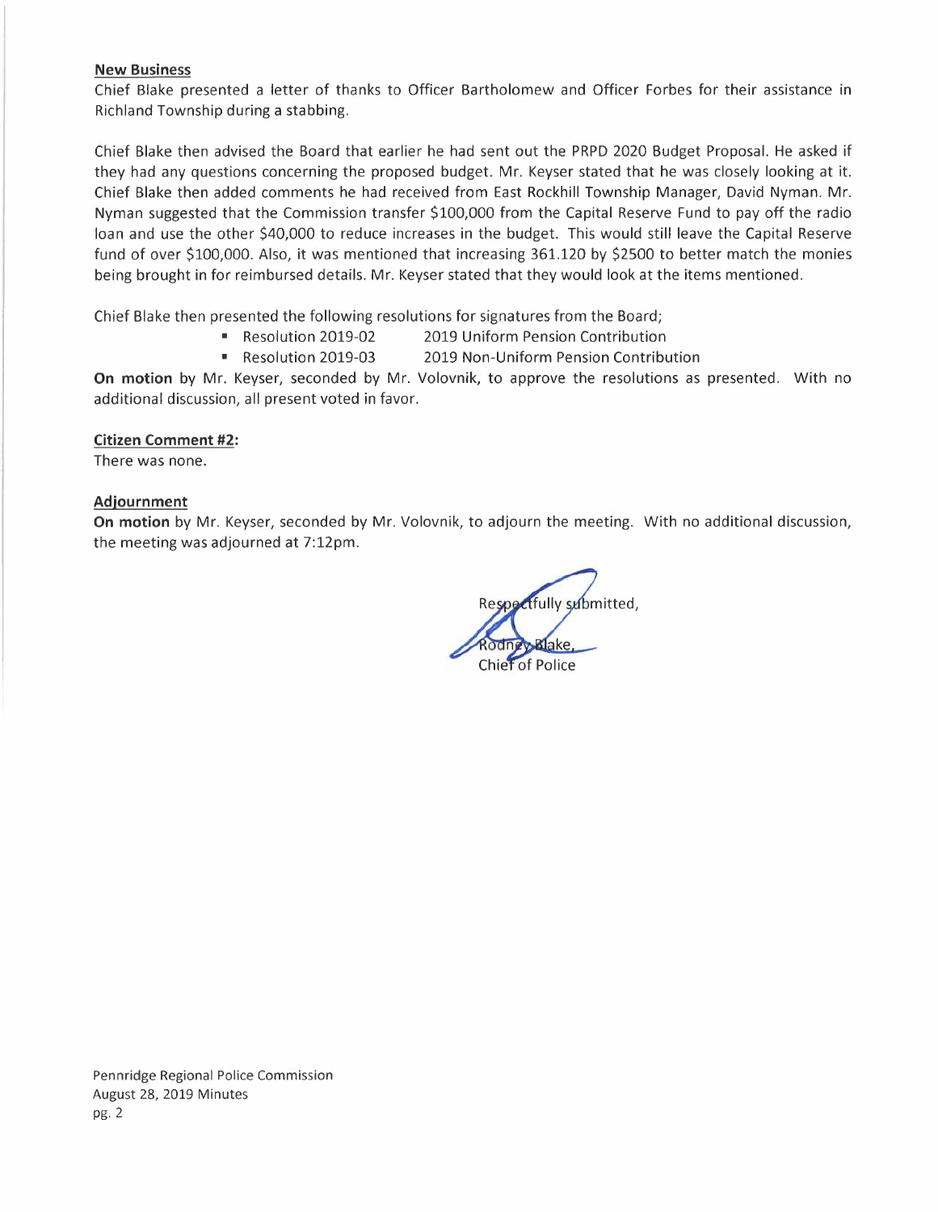**New Business**

Chief Blake presented a letter of thanks to Officer Bartholomew and Officer Forbes for their assistance in Richland Township during a stabbing.

Chief Blake then advised the Board that earlier he had sent out the PRPD 2020 Budget Proposal. He asked if they had any questions concerning the proposed budget. Mr. Keyser stated that he was closely looking at it. Chief Blake then added comments he had received from East Rockhill Township Manager, David Nyman. Mr. Nyman suggested that the Commission transfer $100,000 from the Capital Reserve Fund to pay off the radio loan and use the other $40,000 to reduce increases in the budget. This would still leave the Capital Reserve fund of over $100,000. Also, it was mentioned that increasing 361.120 by $2500 to better match the monies being brought in for reimbursed details. Mr. Keyser stated that they would look at the items mentioned.

Chief Blake then presented the following resolutions for signatures from the Board;

- Resolution 2019-02 2019 Uniform Pension Contribution
- Resolution 2019-03 2019 Non-Uniform Pension Contribution

**On motion** by Mr. Keyser, seconded by Mr. Volovnik, to approve the resolutions as presented. With no additional discussion, all present voted in favor.

**Citizen Comment #2:**

There was none.

**Adjournment**

**On motion** by Mr. Keyser, seconded by Mr. Volovnik, to adjourn the meeting. With no additional discussion, the meeting was adjourned at 7:12pm.

Respectfully submitted,

Rodney Blake,
Chief of Police

Pennridge Regional Police Commission
August 28, 2019 Minutes